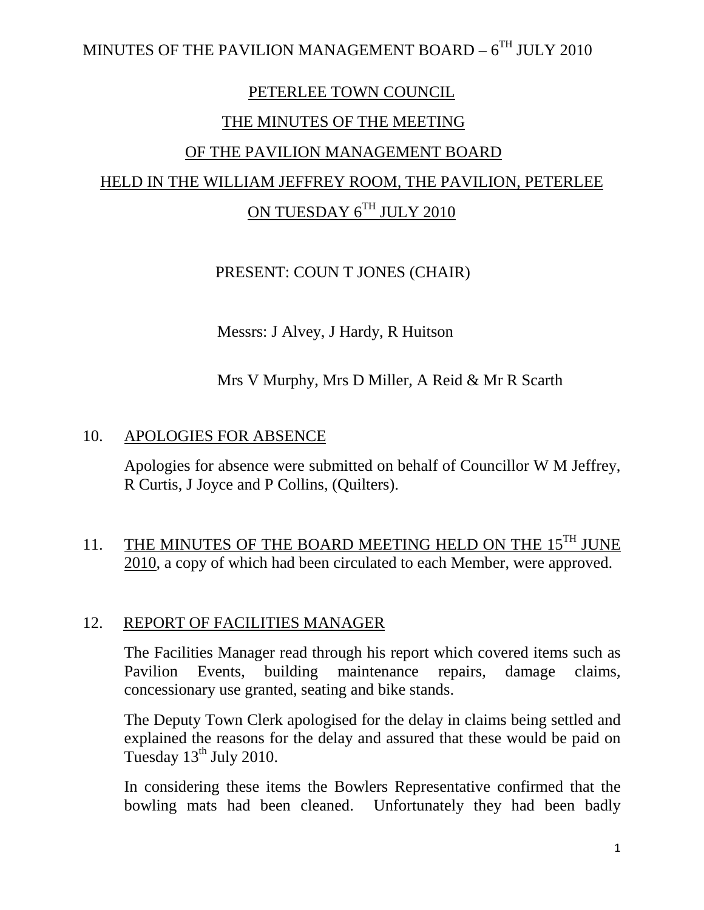PETERLEE TOWN COUNCIL

THE MINUTES OF THE MEETING

OF THE PAVILION MANAGEMENT BOARD

HELD IN THE WILLIAM JEFFREY ROOM, THE PAVILION, PETERLEE

ON TUESDAY 6TH JULY 2010

PRESENT: COUN T JONES (CHAIR)

Messrs: J Alvey, J Hardy, R Huitson

Mrs V Murphy, Mrs D Miller, A Reid & Mr R Scarth

10. APOLOGIES FOR ABSENCE

Apologies for absence were submitted on behalf of Councillor W M Jeffrey, R Curtis, J Joyce and P Collins, (Quilters).

11. THE MINUTES OF THE BOARD MEETING HELD ON THE 15TH JUNE 2010, a copy of which had been circulated to each Member, were approved.

12. REPORT OF FACILITIES MANAGER

The Facilities Manager read through his report which covered items such as Pavilion Events, building maintenance repairs, damage claims, concessionary use granted, seating and bike stands.

The Deputy Town Clerk apologised for the delay in claims being settled and explained the reasons for the delay and assured that these would be paid on Tuesday 13th July 2010.

In considering these items the Bowlers Representative confirmed that the bowling mats had been cleaned. Unfortunately they had been badly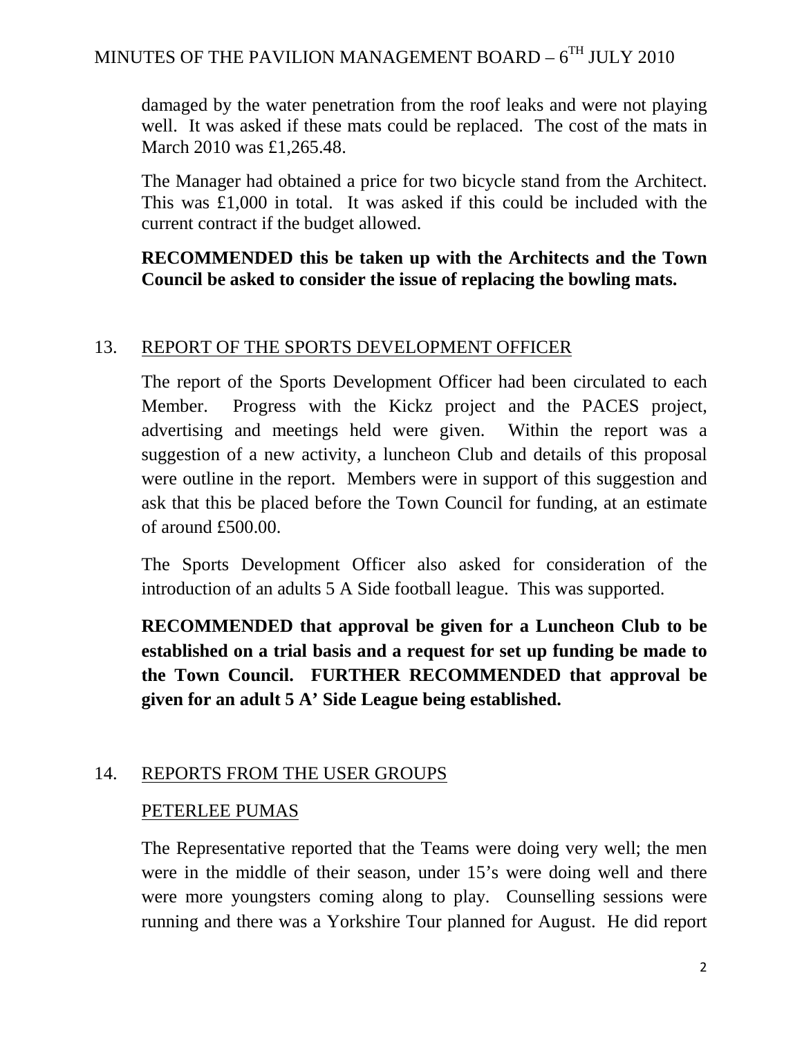damaged by the water penetration from the roof leaks and were not playing well. It was asked if these mats could be replaced. The cost of the mats in March 2010 was £1,265.48.

The Manager had obtained a price for two bicycle stand from the Architect. This was £1,000 in total. It was asked if this could be included with the current contract if the budget allowed.

**RECOMMENDED this be taken up with the Architects and the Town Council be asked to consider the issue of replacing the bowling mats.**

13. REPORT OF THE SPORTS DEVELOPMENT OFFICER

The report of the Sports Development Officer had been circulated to each Member. Progress with the Kickz project and the PACES project, advertising and meetings held were given. Within the report was a suggestion of a new activity, a luncheon Club and details of this proposal were outline in the report. Members were in support of this suggestion and ask that this be placed before the Town Council for funding, at an estimate of around £500.00.

The Sports Development Officer also asked for consideration of the introduction of an adults 5 A Side football league. This was supported.

**RECOMMENDED that approval be given for a Luncheon Club to be established on a trial basis and a request for set up funding be made to the Town Council. FURTHER RECOMMENDED that approval be given for an adult 5 A' Side League being established.**

14. REPORTS FROM THE USER GROUPS

PETERLEE PUMAS

The Representative reported that the Teams were doing very well; the men were in the middle of their season, under 15's were doing well and there were more youngsters coming along to play. Counselling sessions were running and there was a Yorkshire Tour planned for August. He did report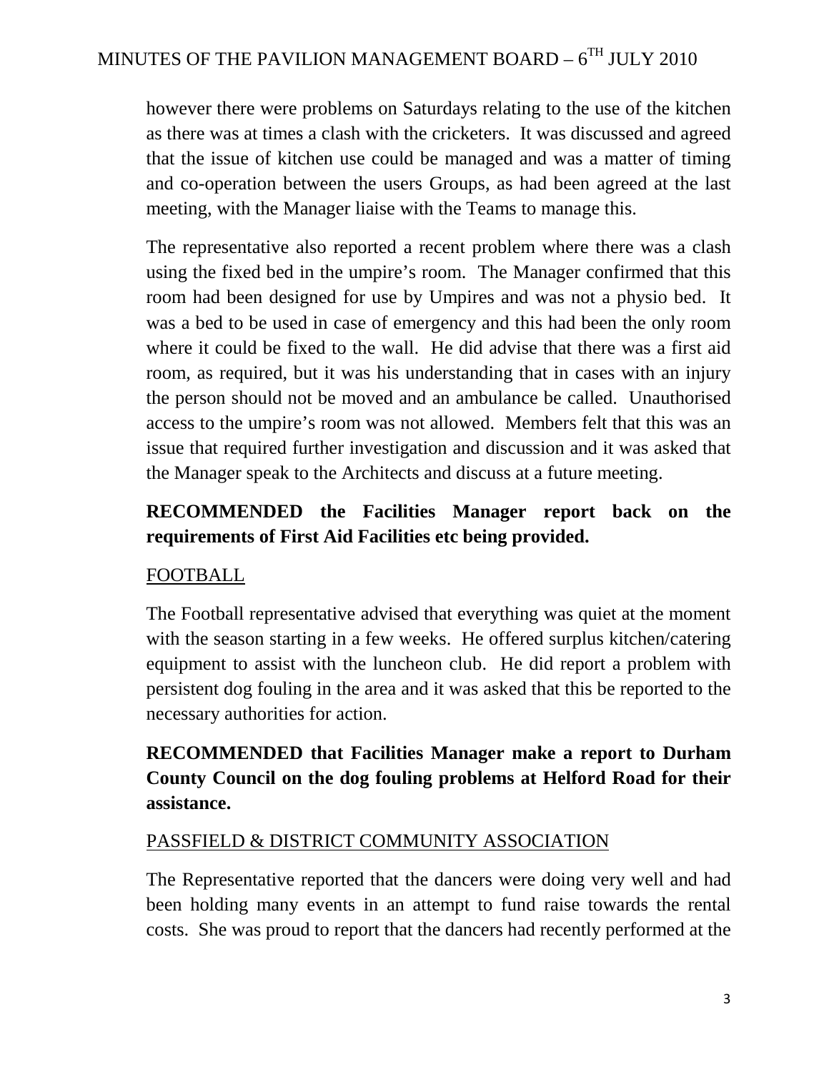however there were problems on Saturdays relating to the use of the kitchen as there was at times a clash with the cricketers. It was discussed and agreed that the issue of kitchen use could be managed and was a matter of timing and co-operation between the users Groups, as had been agreed at the last meeting, with the Manager liaise with the Teams to manage this.

The representative also reported a recent problem where there was a clash using the fixed bed in the umpire's room. The Manager confirmed that this room had been designed for use by Umpires and was not a physio bed. It was a bed to be used in case of emergency and this had been the only room where it could be fixed to the wall. He did advise that there was a first aid room, as required, but it was his understanding that in cases with an injury the person should not be moved and an ambulance be called. Unauthorised access to the umpire's room was not allowed. Members felt that this was an issue that required further investigation and discussion and it was asked that the Manager speak to the Architects and discuss at a future meeting.

**RECOMMENDED the Facilities Manager report back on the requirements of First Aid Facilities etc being provided.**

FOOTBALL

The Football representative advised that everything was quiet at the moment with the season starting in a few weeks. He offered surplus kitchen/catering equipment to assist with the luncheon club. He did report a problem with persistent dog fouling in the area and it was asked that this be reported to the necessary authorities for action.

**RECOMMENDED that Facilities Manager make a report to Durham County Council on the dog fouling problems at Helford Road for their assistance.**

PASSFIELD & DISTRICT COMMUNITY ASSOCIATION

The Representative reported that the dancers were doing very well and had been holding many events in an attempt to fund raise towards the rental costs. She was proud to report that the dancers had recently performed at the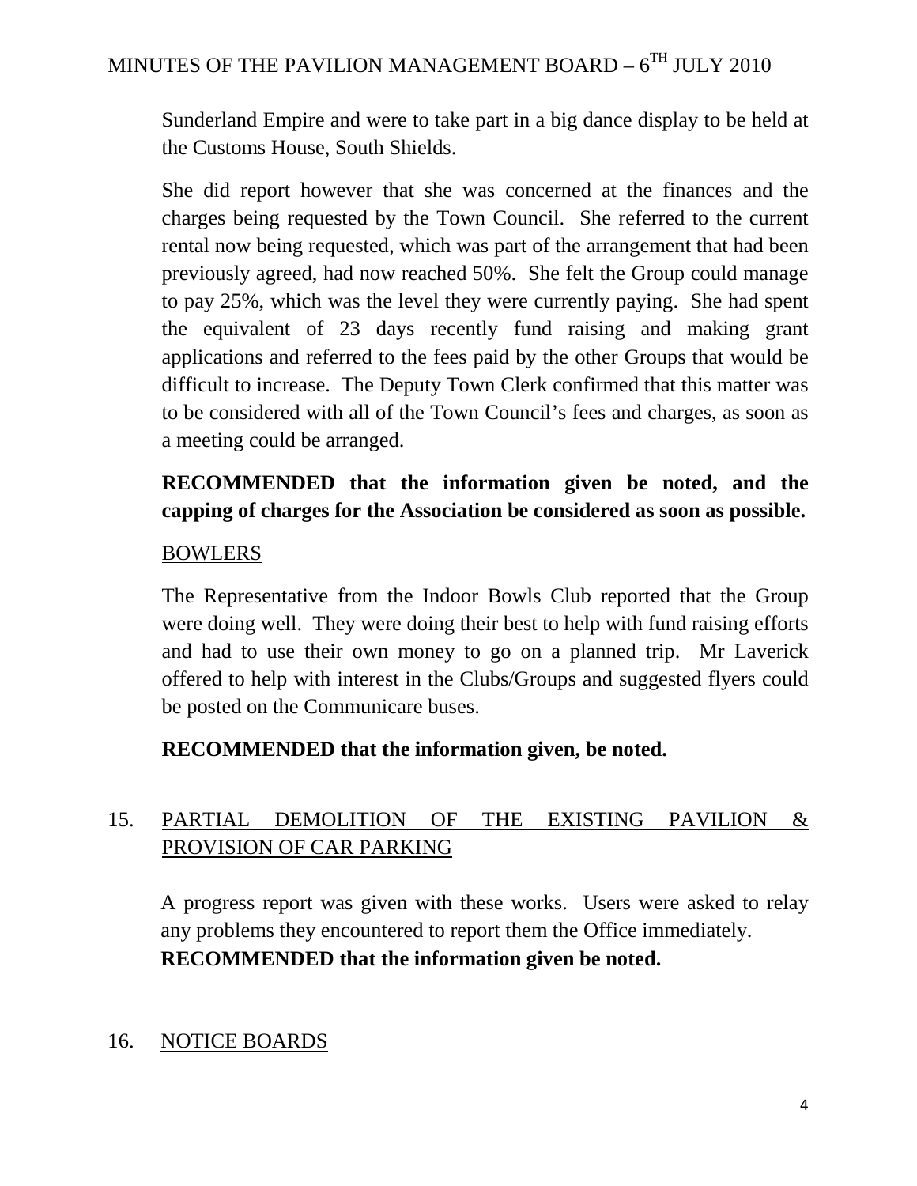Sunderland Empire and were to take part in a big dance display to be held at the Customs House, South Shields.

She did report however that she was concerned at the finances and the charges being requested by the Town Council. She referred to the current rental now being requested, which was part of the arrangement that had been previously agreed, had now reached 50%. She felt the Group could manage to pay 25%, which was the level they were currently paying. She had spent the equivalent of 23 days recently fund raising and making grant applications and referred to the fees paid by the other Groups that would be difficult to increase. The Deputy Town Clerk confirmed that this matter was to be considered with all of the Town Council's fees and charges, as soon as a meeting could be arranged.

**RECOMMENDED that the information given be noted, and the capping of charges for the Association be considered as soon as possible.**

BOWLERS

The Representative from the Indoor Bowls Club reported that the Group were doing well. They were doing their best to help with fund raising efforts and had to use their own money to go on a planned trip. Mr Laverick offered to help with interest in the Clubs/Groups and suggested flyers could be posted on the Communicare buses.

**RECOMMENDED that the information given, be noted.**

## 15. PARTIAL DEMOLITION OF THE EXISTING PAVILION & PROVISION OF CAR PARKING

A progress report was given with these works. Users were asked to relay any problems they encountered to report them the Office immediately.

**RECOMMENDED that the information given be noted.**

## 16. NOTICE BOARDS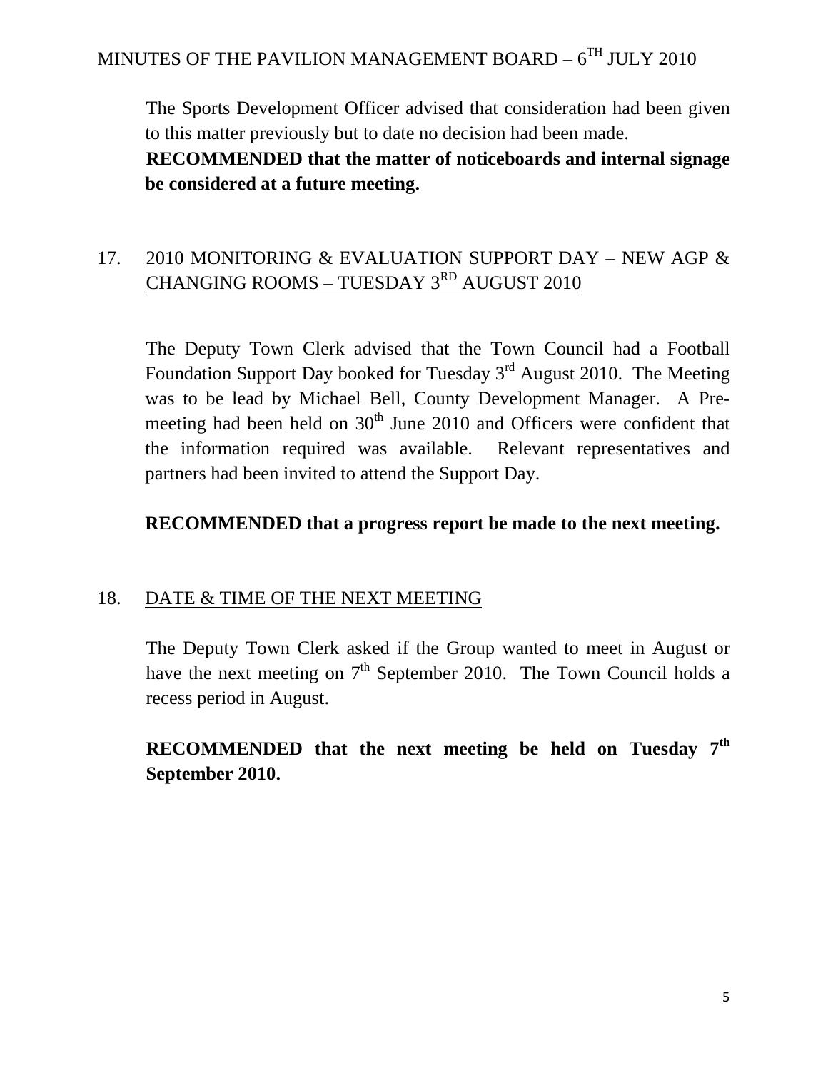The Sports Development Officer advised that consideration had been given to this matter previously but to date no decision had been made.

**RECOMMENDED that the matter of noticeboards and internal signage be considered at a future meeting.**

17. 2010 MONITORING & EVALUATION SUPPORT DAY – NEW AGP & CHANGING ROOMS – TUESDAY 3RD AUGUST 2010

The Deputy Town Clerk advised that the Town Council had a Football Foundation Support Day booked for Tuesday 3rd August 2010. The Meeting was to be lead by Michael Bell, County Development Manager. A Pre-meeting had been held on 30th June 2010 and Officers were confident that the information required was available. Relevant representatives and partners had been invited to attend the Support Day.

**RECOMMENDED that a progress report be made to the next meeting.**

18. DATE & TIME OF THE NEXT MEETING

The Deputy Town Clerk asked if the Group wanted to meet in August or have the next meeting on 7th September 2010. The Town Council holds a recess period in August.

**RECOMMENDED that the next meeting be held on Tuesday 7th September 2010.**